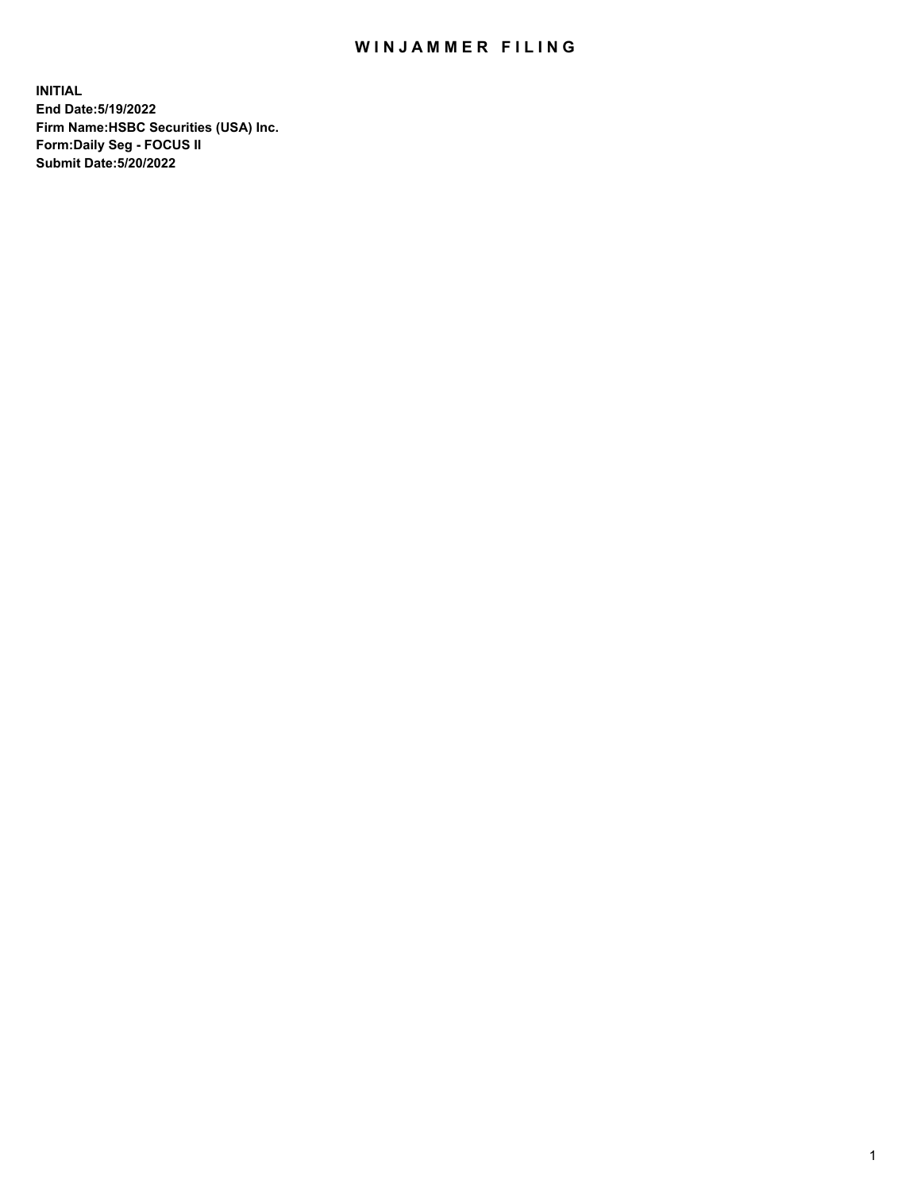# WINJAMMER FILING

**INITIAL**
**End Date:5/19/2022**
**Firm Name:HSBC Securities (USA) Inc.**
**Form:Daily Seg - FOCUS II**
**Submit Date:5/20/2022**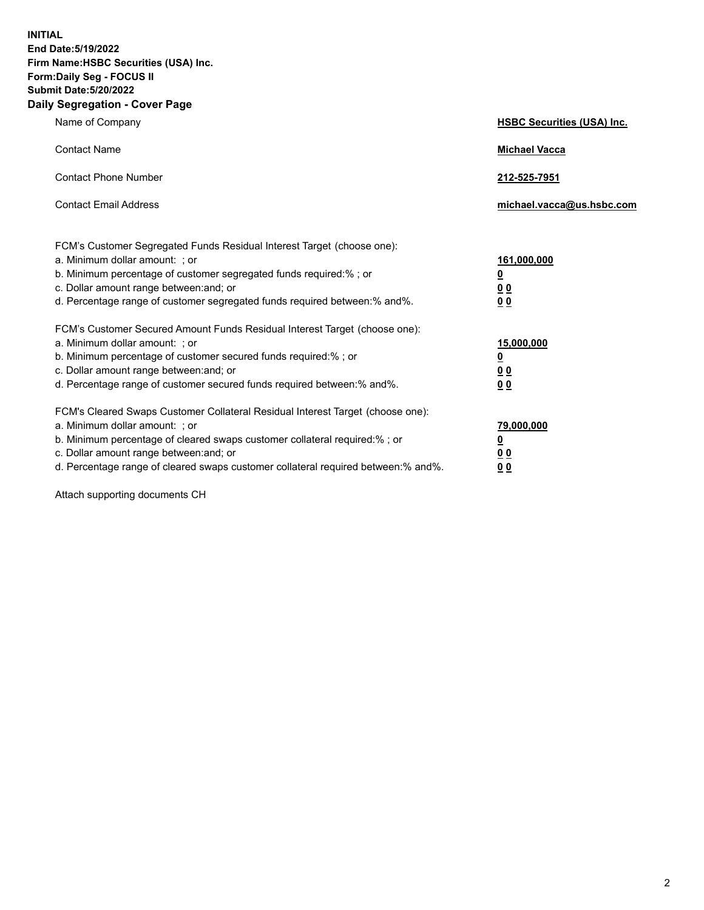**INITIAL**
**End Date:5/19/2022**
**Firm Name:HSBC Securities (USA) Inc.**
**Form:Daily Seg - FOCUS II**
**Submit Date:5/20/2022**

## Daily Segregation - Cover Page

| | |
|---|---|
| Name of Company | **HSBC Securities (USA) Inc.** |
| Contact Name | **Michael Vacca** |
| Contact Phone Number | **212-525-7951** |
| Contact Email Address | **michael.vacca@us.hsbc.com** |

| | |
|---|---|
| FCM's Customer Segregated Funds Residual Interest Target (choose one): | |
| a. Minimum dollar amount: ; or | **161,000,000** |
| b. Minimum percentage of customer segregated funds required:% ; or | **0** |
| c. Dollar amount range between:and; or | **0 0** |
| d. Percentage range of customer segregated funds required between:% and%. | **0 0** |
| FCM's Customer Secured Amount Funds Residual Interest Target (choose one): | |
| a. Minimum dollar amount: ; or | **15,000,000** |
| b. Minimum percentage of customer secured funds required:% ; or | **0** |
| c. Dollar amount range between:and; or | **0 0** |
| d. Percentage range of customer secured funds required between:% and%. | **0 0** |
| FCM's Cleared Swaps Customer Collateral Residual Interest Target (choose one): | |
| a. Minimum dollar amount: ; or | **79,000,000** |
| b. Minimum percentage of cleared swaps customer collateral required:% ; or | **0** |
| c. Dollar amount range between:and; or | **0 0** |
| d. Percentage range of cleared swaps customer collateral required between:% and%. | **0 0** |

Attach supporting documents CH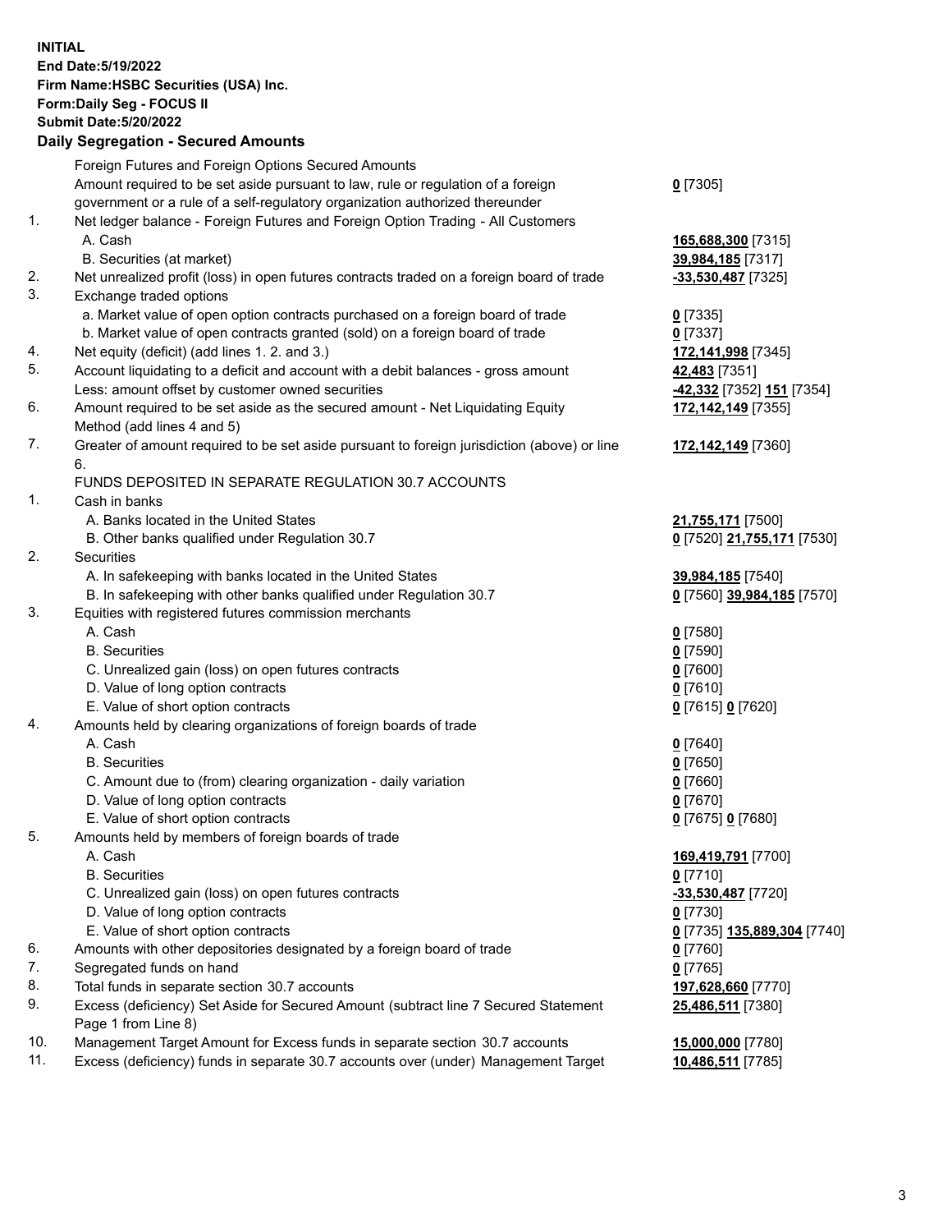**INITIAL**
**End Date:5/19/2022**
**Firm Name:HSBC Securities (USA) Inc.**
**Form:Daily Seg - FOCUS II**
**Submit Date:5/20/2022**

## Daily Segregation - Secured Amounts

| | | |
|---|---|---|
| | Foreign Futures and Foreign Options Secured Amounts | |
| | Amount required to be set aside pursuant to law, rule or regulation of a foreign government or a rule of a self-regulatory organization authorized thereunder | **0** [7305] |
| 1. | Net ledger balance - Foreign Futures and Foreign Option Trading - All Customers | |
| | A. Cash | **165,688,300** [7315] |
| | B. Securities (at market) | **39,984,185** [7317] |
| 2. | Net unrealized profit (loss) in open futures contracts traded on a foreign board of trade | **-33,530,487** [7325] |
| 3. | Exchange traded options | |
| | a. Market value of open option contracts purchased on a foreign board of trade | **0** [7335] |
| | b. Market value of open contracts granted (sold) on a foreign board of trade | **0** [7337] |
| 4. | Net equity (deficit) (add lines 1. 2. and 3.) | **172,141,998** [7345] |
| 5. | Account liquidating to a deficit and account with a debit balances - gross amount | **42,483** [7351] |
| | Less: amount offset by customer owned securities | **-42,332** [7352] **151** [7354] |
| 6. | Amount required to be set aside as the secured amount - Net Liquidating Equity Method (add lines 4 and 5) | **172,142,149** [7355] |
| 7. | Greater of amount required to be set aside pursuant to foreign jurisdiction (above) or line 6. | **172,142,149** [7360] |
| | FUNDS DEPOSITED IN SEPARATE REGULATION 30.7 ACCOUNTS | |
| 1. | Cash in banks | |
| | A. Banks located in the United States | **21,755,171** [7500] |
| | B. Other banks qualified under Regulation 30.7 | **0** [7520] **21,755,171** [7530] |
| 2. | Securities | |
| | A. In safekeeping with banks located in the United States | **39,984,185** [7540] |
| | B. In safekeeping with other banks qualified under Regulation 30.7 | **0** [7560] **39,984,185** [7570] |
| 3. | Equities with registered futures commission merchants | |
| | A. Cash | **0** [7580] |
| | B. Securities | **0** [7590] |
| | C. Unrealized gain (loss) on open futures contracts | **0** [7600] |
| | D. Value of long option contracts | **0** [7610] |
| | E. Value of short option contracts | **0** [7615] **0** [7620] |
| 4. | Amounts held by clearing organizations of foreign boards of trade | |
| | A. Cash | **0** [7640] |
| | B. Securities | **0** [7650] |
| | C. Amount due to (from) clearing organization - daily variation | **0** [7660] |
| | D. Value of long option contracts | **0** [7670] |
| | E. Value of short option contracts | **0** [7675] **0** [7680] |
| 5. | Amounts held by members of foreign boards of trade | |
| | A. Cash | **169,419,791** [7700] |
| | B. Securities | **0** [7710] |
| | C. Unrealized gain (loss) on open futures contracts | **-33,530,487** [7720] |
| | D. Value of long option contracts | **0** [7730] |
| | E. Value of short option contracts | **0** [7735] **135,889,304** [7740] |
| 6. | Amounts with other depositories designated by a foreign board of trade | **0** [7760] |
| 7. | Segregated funds on hand | **0** [7765] |
| 8. | Total funds in separate section 30.7 accounts | **197,628,660** [7770] |
| 9. | Excess (deficiency) Set Aside for Secured Amount (subtract line 7 Secured Statement Page 1 from Line 8) | **25,486,511** [7380] |
| 10. | Management Target Amount for Excess funds in separate section 30.7 accounts | **15,000,000** [7780] |
| 11. | Excess (deficiency) funds in separate 30.7 accounts over (under) Management Target | **10,486,511** [7785] |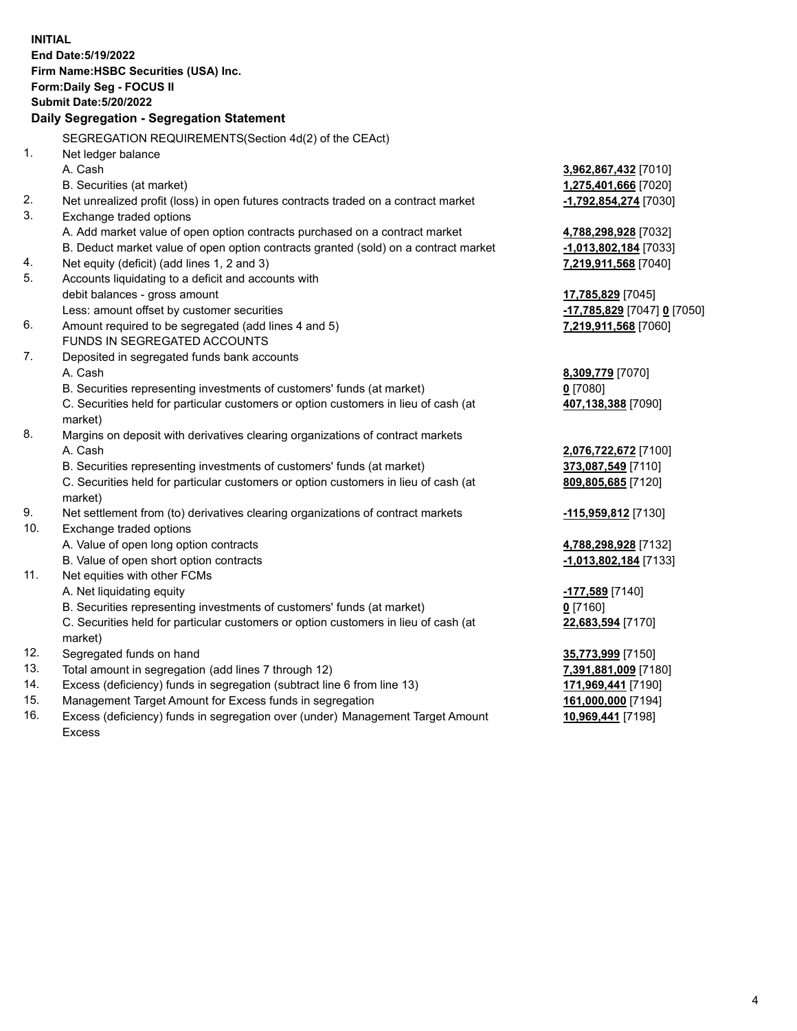**INITIAL**
**End Date:5/19/2022**
**Firm Name:HSBC Securities (USA) Inc.**
**Form:Daily Seg - FOCUS II**
**Submit Date:5/20/2022**

## Daily Segregation - Segregation Statement

SEGREGATION REQUIREMENTS(Section 4d(2) of the CEAct)

| | | |
|---|---|---|
| 1. | Net ledger balance | |
| | A. Cash | **3,962,867,432** [7010] |
| | B. Securities (at market) | **1,275,401,666** [7020] |
| 2. | Net unrealized profit (loss) in open futures contracts traded on a contract market | **-1,792,854,274** [7030] |
| 3. | Exchange traded options | |
| | A. Add market value of open option contracts purchased on a contract market | **4,788,298,928** [7032] |
| | B. Deduct market value of open option contracts granted (sold) on a contract market | **-1,013,802,184** [7033] |
| 4. | Net equity (deficit) (add lines 1, 2 and 3) | **7,219,911,568** [7040] |
| 5. | Accounts liquidating to a deficit and accounts with | |
| | debit balances - gross amount | **17,785,829** [7045] |
| | Less: amount offset by customer securities | **-17,785,829** [7047] **0** [7050] |
| 6. | Amount required to be segregated (add lines 4 and 5) | **7,219,911,568** [7060] |
| | FUNDS IN SEGREGATED ACCOUNTS | |
| 7. | Deposited in segregated funds bank accounts | |
| | A. Cash | **8,309,779** [7070] |
| | B. Securities representing investments of customers' funds (at market) | **0** [7080] |
| | C. Securities held for particular customers or option customers in lieu of cash (at market) | **407,138,388** [7090] |
| 8. | Margins on deposit with derivatives clearing organizations of contract markets | |
| | A. Cash | **2,076,722,672** [7100] |
| | B. Securities representing investments of customers' funds (at market) | **373,087,549** [7110] |
| | C. Securities held for particular customers or option customers in lieu of cash (at market) | **809,805,685** [7120] |
| 9. | Net settlement from (to) derivatives clearing organizations of contract markets | **-115,959,812** [7130] |
| 10. | Exchange traded options | |
| | A. Value of open long option contracts | **4,788,298,928** [7132] |
| | B. Value of open short option contracts | **-1,013,802,184** [7133] |
| 11. | Net equities with other FCMs | |
| | A. Net liquidating equity | **-177,589** [7140] |
| | B. Securities representing investments of customers' funds (at market) | **0** [7160] |
| | C. Securities held for particular customers or option customers in lieu of cash (at market) | **22,683,594** [7170] |
| 12. | Segregated funds on hand | **35,773,999** [7150] |
| 13. | Total amount in segregation (add lines 7 through 12) | **7,391,881,009** [7180] |
| 14. | Excess (deficiency) funds in segregation (subtract line 6 from line 13) | **171,969,441** [7190] |
| 15. | Management Target Amount for Excess funds in segregation | **161,000,000** [7194] |
| 16. | Excess (deficiency) funds in segregation over (under) Management Target Amount Excess | **10,969,441** [7198] |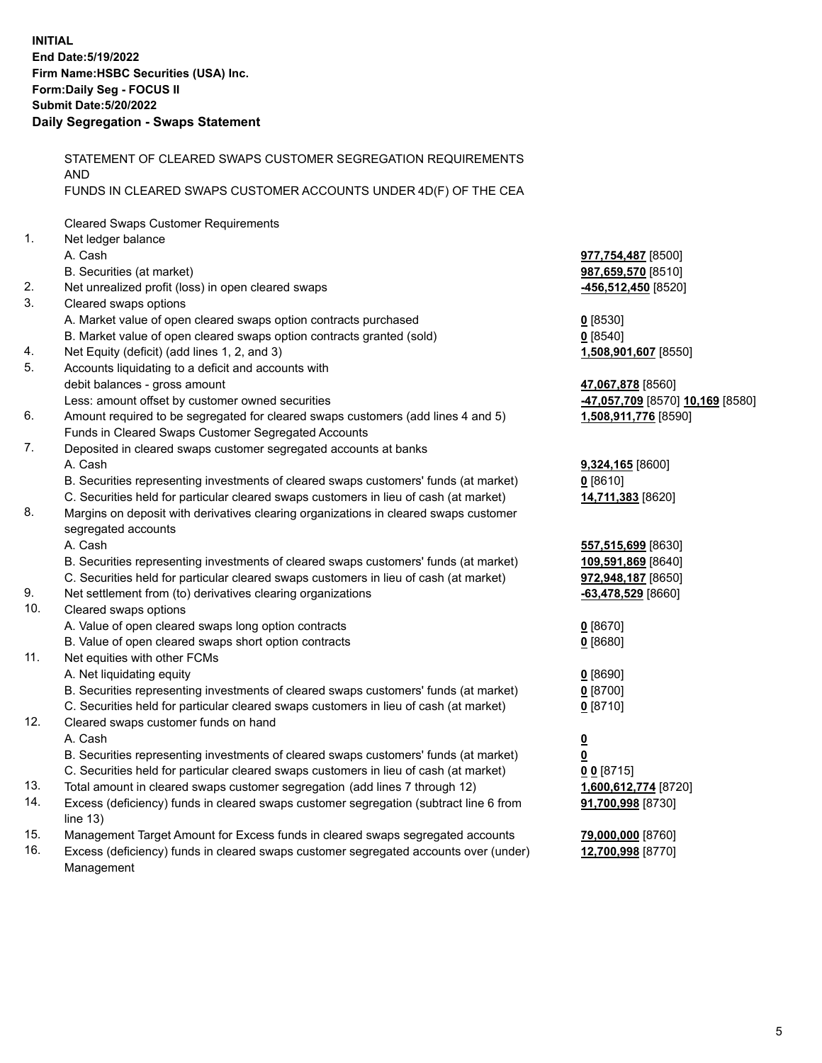**INITIAL**
**End Date:5/19/2022**
**Firm Name:HSBC Securities (USA) Inc.**
**Form:Daily Seg - FOCUS II**
**Submit Date:5/20/2022**
**Daily Segregation - Swaps Statement**

STATEMENT OF CLEARED SWAPS CUSTOMER SEGREGATION REQUIREMENTS AND FUNDS IN CLEARED SWAPS CUSTOMER ACCOUNTS UNDER 4D(F) OF THE CEA

| | | |
|---|---|---|
| | Cleared Swaps Customer Requirements | |
| 1. | Net ledger balance | |
| | A. Cash | **977,754,487** [8500] |
| | B. Securities (at market) | **987,659,570** [8510] |
| 2. | Net unrealized profit (loss) in open cleared swaps | **-456,512,450** [8520] |
| 3. | Cleared swaps options | |
| | A. Market value of open cleared swaps option contracts purchased | **0** [8530] |
| | B. Market value of open cleared swaps option contracts granted (sold) | **0** [8540] |
| 4. | Net Equity (deficit) (add lines 1, 2, and 3) | **1,508,901,607** [8550] |
| 5. | Accounts liquidating to a deficit and accounts with debit balances - gross amount | **47,067,878** [8560] |
| | Less: amount offset by customer owned securities | **-47,057,709** [8570] **10,169** [8580] |
| 6. | Amount required to be segregated for cleared swaps customers (add lines 4 and 5) | **1,508,911,776** [8590] |
| | Funds in Cleared Swaps Customer Segregated Accounts | |
| 7. | Deposited in cleared swaps customer segregated accounts at banks | |
| | A. Cash | **9,324,165** [8600] |
| | B. Securities representing investments of cleared swaps customers' funds (at market) | **0** [8610] |
| | C. Securities held for particular cleared swaps customers in lieu of cash (at market) | **14,711,383** [8620] |
| 8. | Margins on deposit with derivatives clearing organizations in cleared swaps customer segregated accounts | |
| | A. Cash | **557,515,699** [8630] |
| | B. Securities representing investments of cleared swaps customers' funds (at market) | **109,591,869** [8640] |
| | C. Securities held for particular cleared swaps customers in lieu of cash (at market) | **972,948,187** [8650] |
| 9. | Net settlement from (to) derivatives clearing organizations | **-63,478,529** [8660] |
| 10. | Cleared swaps options | |
| | A. Value of open cleared swaps long option contracts | **0** [8670] |
| | B. Value of open cleared swaps short option contracts | **0** [8680] |
| 11. | Net equities with other FCMs | |
| | A. Net liquidating equity | **0** [8690] |
| | B. Securities representing investments of cleared swaps customers' funds (at market) | **0** [8700] |
| | C. Securities held for particular cleared swaps customers in lieu of cash (at market) | **0** [8710] |
| 12. | Cleared swaps customer funds on hand | |
| | A. Cash | **0** |
| | B. Securities representing investments of cleared swaps customers' funds (at market) | **0** |
| | C. Securities held for particular cleared swaps customers in lieu of cash (at market) | **0** **0** [8715] |
| 13. | Total amount in cleared swaps customer segregation (add lines 7 through 12) | **1,600,612,774** [8720] |
| 14. | Excess (deficiency) funds in cleared swaps customer segregation (subtract line 6 from line 13) | **91,700,998** [8730] |
| 15. | Management Target Amount for Excess funds in cleared swaps segregated accounts | **79,000,000** [8760] |
| 16. | Excess (deficiency) funds in cleared swaps customer segregated accounts over (under) Management | **12,700,998** [8770] |